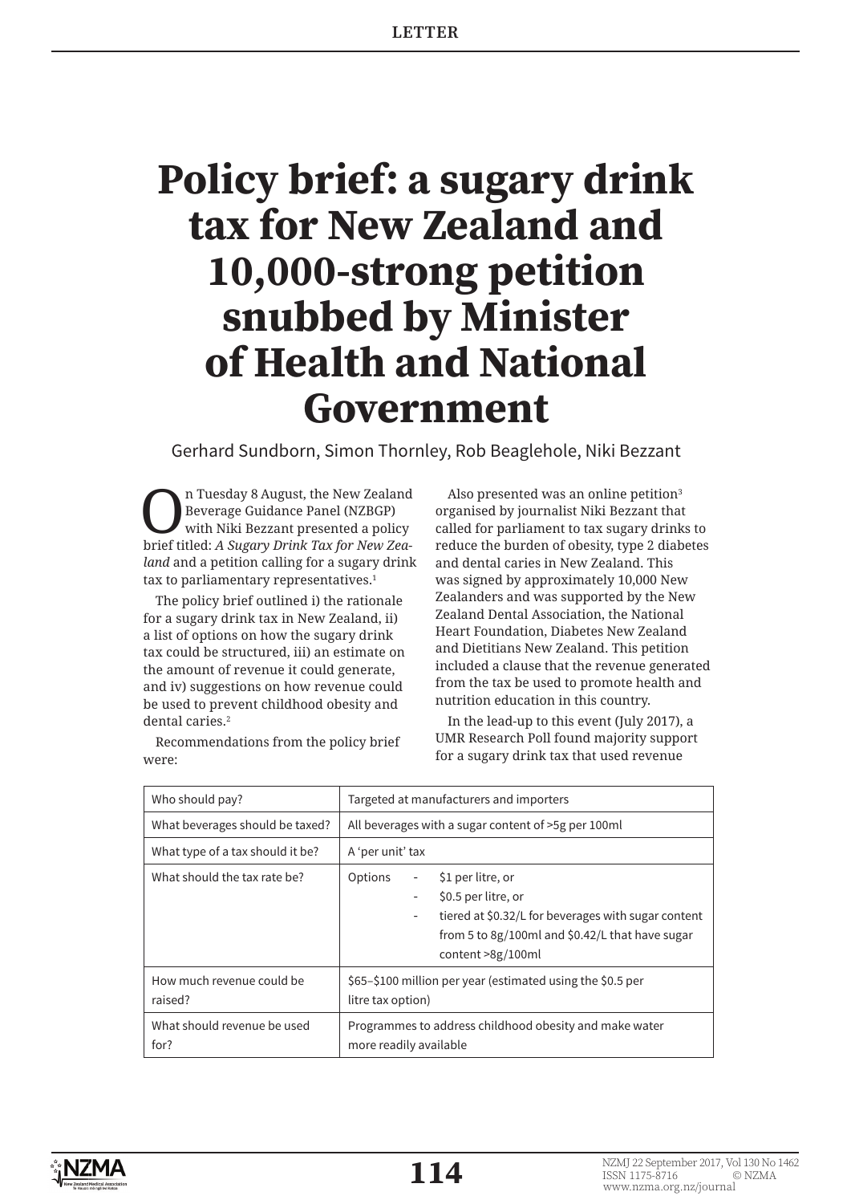LETTER

# Policy brief: a sugary drink tax for New Zealand and 10,000-strong petition snubbed by Minister of Health and National Government

Gerhard Sundborn, Simon Thornley, Rob Beaglehole, Niki Bezzant

On Tuesday 8 August, the New Zealand Beverage Guidance Panel (NZBGP) with Niki Bezzant presented a policy brief titled: *A Sugary Drink Tax for New Zealand* and a petition calling for a sugary drink tax to parliamentary representatives.[1]

The policy brief outlined i) the rationale for a sugary drink tax in New Zealand, ii) a list of options on how the sugary drink tax could be structured, iii) an estimate on the amount of revenue it could generate, and iv) suggestions on how revenue could be used to prevent childhood obesity and dental caries.[2]

Recommendations from the policy brief were:

| Who should pay? | Targeted at manufacturers and importers |
|---|---|
| What beverages should be taxed? | All beverages with a sugar content of >5g per 100ml |
| What type of a tax should it be? | A 'per unit' tax |
| What should the tax rate be? | Options - $1 per litre, or<br>- $0.5 per litre, or<br>- tiered at $0.32/L for beverages with sugar content from 5 to 8g/100ml and $0.42/L that have sugar content >8g/100ml |
| How much revenue could be raised? | $65–$100 million per year (estimated using the $0.5 per litre tax option) |
| What should revenue be used for? | Programmes to address childhood obesity and make water more readily available |

Also presented was an online petition[3] organised by journalist Niki Bezzant that called for parliament to tax sugary drinks to reduce the burden of obesity, type 2 diabetes and dental caries in New Zealand. This was signed by approximately 10,000 New Zealanders and was supported by the New Zealand Dental Association, the National Heart Foundation, Diabetes New Zealand and Dietitians New Zealand. This petition included a clause that the revenue generated from the tax be used to promote health and nutrition education in this country.

In the lead-up to this event (July 2017), a UMR Research Poll found majority support for a sugary drink tax that used revenue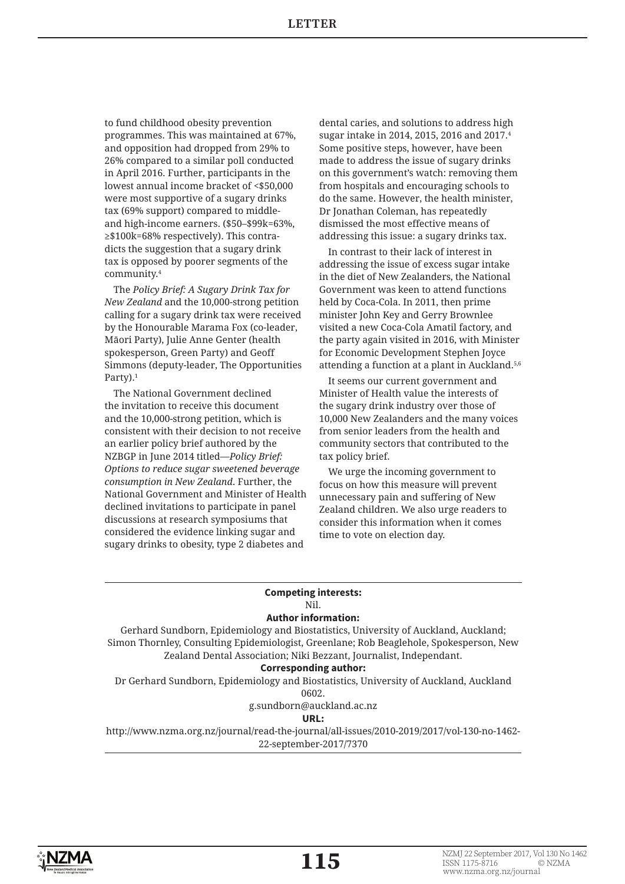to fund childhood obesity prevention programmes. This was maintained at 67%, and opposition had dropped from 29% to 26% compared to a similar poll conducted in April 2016. Further, participants in the lowest annual income bracket of <$50,000 were most supportive of a sugary drinks tax (69% support) compared to middle- and high-income earners. ($50–$99k=63%, ≥$100k=68% respectively). This contradicts the suggestion that a sugary drink tax is opposed by poorer segments of the community.[4]

The *Policy Brief: A Sugary Drink Tax for New Zealand* and the 10,000-strong petition calling for a sugary drink tax were received by the Honourable Marama Fox (co-leader, Māori Party), Julie Anne Genter (health spokesperson, Green Party) and Geoff Simmons (deputy-leader, The Opportunities Party).[1]

The National Government declined the invitation to receive this document and the 10,000-strong petition, which is consistent with their decision to not receive an earlier policy brief authored by the NZBGP in June 2014 titled—*Policy Brief: Options to reduce sugar sweetened beverage consumption in New Zealand*. Further, the National Government and Minister of Health declined invitations to participate in panel discussions at research symposiums that considered the evidence linking sugar and sugary drinks to obesity, type 2 diabetes and dental caries, and solutions to address high sugar intake in 2014, 2015, 2016 and 2017.[4] Some positive steps, however, have been made to address the issue of sugary drinks on this government's watch: removing them from hospitals and encouraging schools to do the same. However, the health minister, Dr Jonathan Coleman, has repeatedly dismissed the most effective means of addressing this issue: a sugary drinks tax.

In contrast to their lack of interest in addressing the issue of excess sugar intake in the diet of New Zealanders, the National Government was keen to attend functions held by Coca-Cola. In 2011, then prime minister John Key and Gerry Brownlee visited a new Coca-Cola Amatil factory, and the party again visited in 2016, with Minister for Economic Development Stephen Joyce attending a function at a plant in Auckland.[5,6]

It seems our current government and Minister of Health value the interests of the sugary drink industry over those of 10,000 New Zealanders and the many voices from senior leaders from the health and community sectors that contributed to the tax policy brief.

We urge the incoming government to focus on how this measure will prevent unnecessary pain and suffering of New Zealand children. We also urge readers to consider this information when it comes time to vote on election day.

---

**Competing interests:**

Nil.

**Author information:**

Gerhard Sundborn, Epidemiology and Biostatistics, University of Auckland, Auckland; Simon Thornley, Consulting Epidemiologist, Greenlane; Rob Beaglehole, Spokesperson, New Zealand Dental Association; Niki Bezzant, Journalist, Independant.

**Corresponding author:**

Dr Gerhard Sundborn, Epidemiology and Biostatistics, University of Auckland, Auckland 0602.

g.sundborn@auckland.ac.nz

**URL:**

http://www.nzma.org.nz/journal/read-the-journal/all-issues/2010-2019/2017/vol-130-no-1462-22-september-2017/7370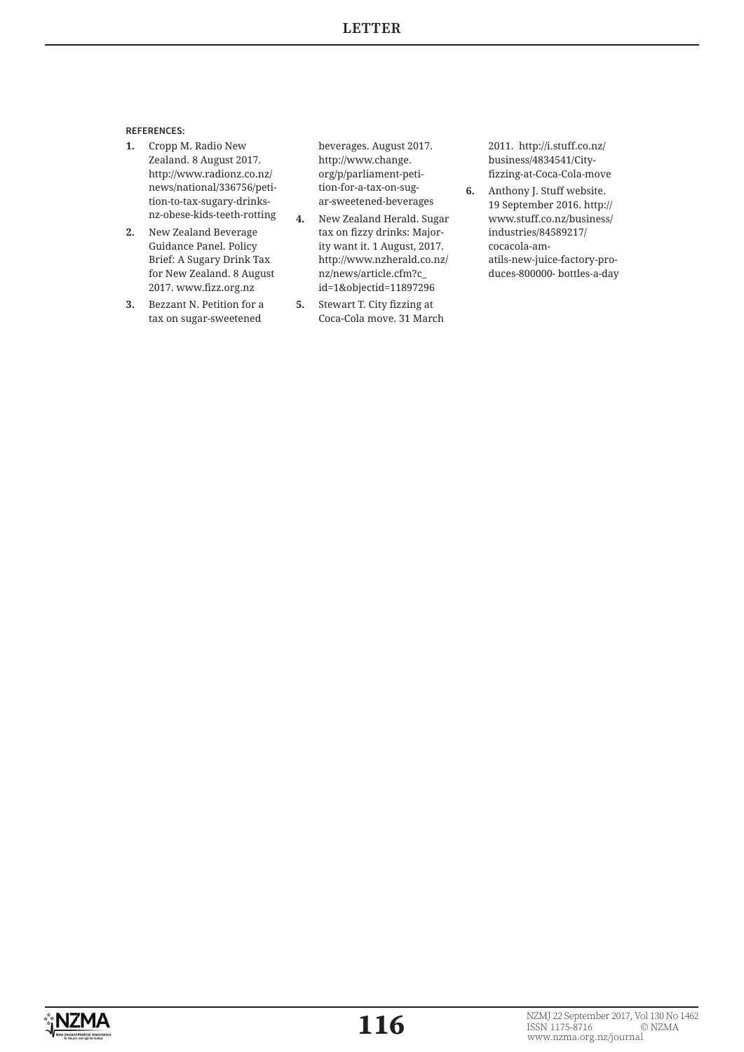REFERENCES:

1. Cropp M. Radio New Zealand. 8 August 2017. http://www.radionz.co.nz/news/national/336756/petition-to-tax-sugary-drinks-nz-obese-kids-teeth-rotting
2. New Zealand Beverage Guidance Panel. Policy Brief: A Sugary Drink Tax for New Zealand. 8 August 2017. www.fizz.org.nz
3. Bezzant N. Petition for a tax on sugar-sweetened beverages. August 2017. http://www.change.org/p/parliament-petition-for-a-tax-on-sugar-sweetened-beverages
4. New Zealand Herald. Sugar tax on fizzy drinks: Majority want it. 1 August, 2017. http://www.nzherald.co.nz/nz/news/article.cfm?c_id=1&objectid=11897296
5. Stewart T. City fizzing at Coca-Cola move. 31 March 2011. http://i.stuff.co.nz/business/4834541/City-fizzing-at-Coca-Cola-move
6. Anthony J. Stuff website. 19 September 2016. http://www.stuff.co.nz/business/industries/84589217/cocacola-amatils-new-juice-factory-produces-800000- bottles-a-day